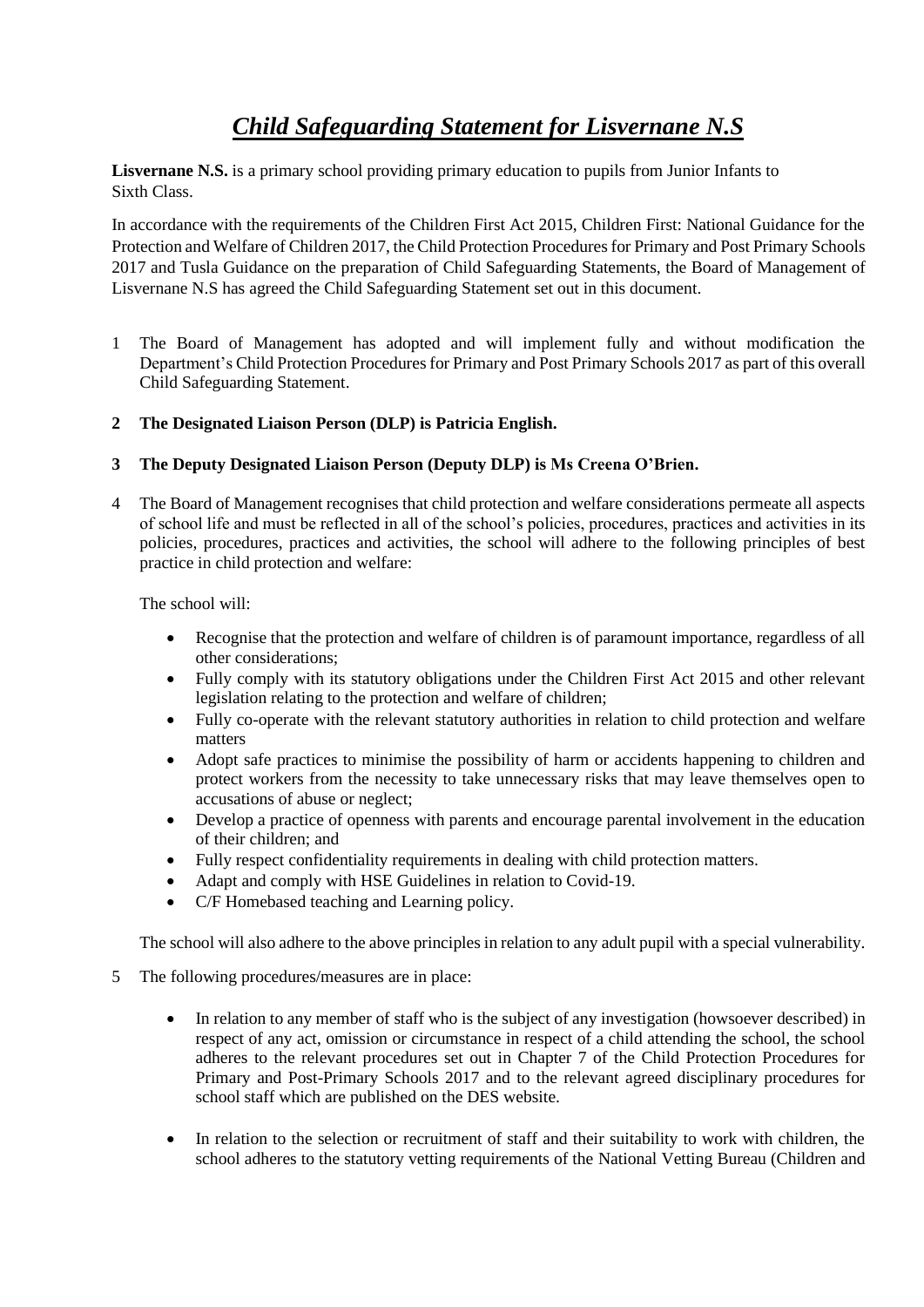# *Child Safeguarding Statement for Lisvernane N.S*

**Lisvernane N.S.** is a primary school providing primary education to pupils from Junior Infants to Sixth Class.

In accordance with the requirements of the Children First Act 2015, Children First: National Guidance for the Protection and Welfare of Children 2017, the Child Protection Procedures for Primary and Post Primary Schools 2017 and Tusla Guidance on the preparation of Child Safeguarding Statements, the Board of Management of Lisvernane N.S has agreed the Child Safeguarding Statement set out in this document.

1 The Board of Management has adopted and will implement fully and without modification the Department's Child Protection Procedures for Primary and Post Primary Schools 2017 as part of this overall Child Safeguarding Statement.

**2 The Designated Liaison Person (DLP) is Patricia English.**

**3 The Deputy Designated Liaison Person (Deputy DLP) is Ms Creena O'Brien.**

4 The Board of Management recognises that child protection and welfare considerations permeate all aspects of school life and must be reflected in all of the school's policies, procedures, practices and activities in its policies, procedures, practices and activities, the school will adhere to the following principles of best practice in child protection and welfare:

The school will:

- Recognise that the protection and welfare of children is of paramount importance, regardless of all other considerations;
- Fully comply with its statutory obligations under the Children First Act 2015 and other relevant legislation relating to the protection and welfare of children;
- Fully co-operate with the relevant statutory authorities in relation to child protection and welfare matters
- Adopt safe practices to minimise the possibility of harm or accidents happening to children and protect workers from the necessity to take unnecessary risks that may leave themselves open to accusations of abuse or neglect;
- Develop a practice of openness with parents and encourage parental involvement in the education of their children; and
- Fully respect confidentiality requirements in dealing with child protection matters.
- Adapt and comply with HSE Guidelines in relation to Covid-19.
- C/F Homebased teaching and Learning policy.

The school will also adhere to the above principles in relation to any adult pupil with a special vulnerability.

5 The following procedures/measures are in place:

- In relation to any member of staff who is the subject of any investigation (howsoever described) in respect of any act, omission or circumstance in respect of a child attending the school, the school adheres to the relevant procedures set out in Chapter 7 of the Child Protection Procedures for Primary and Post-Primary Schools 2017 and to the relevant agreed disciplinary procedures for school staff which are published on the DES website.

- In relation to the selection or recruitment of staff and their suitability to work with children, the school adheres to the statutory vetting requirements of the National Vetting Bureau (Children and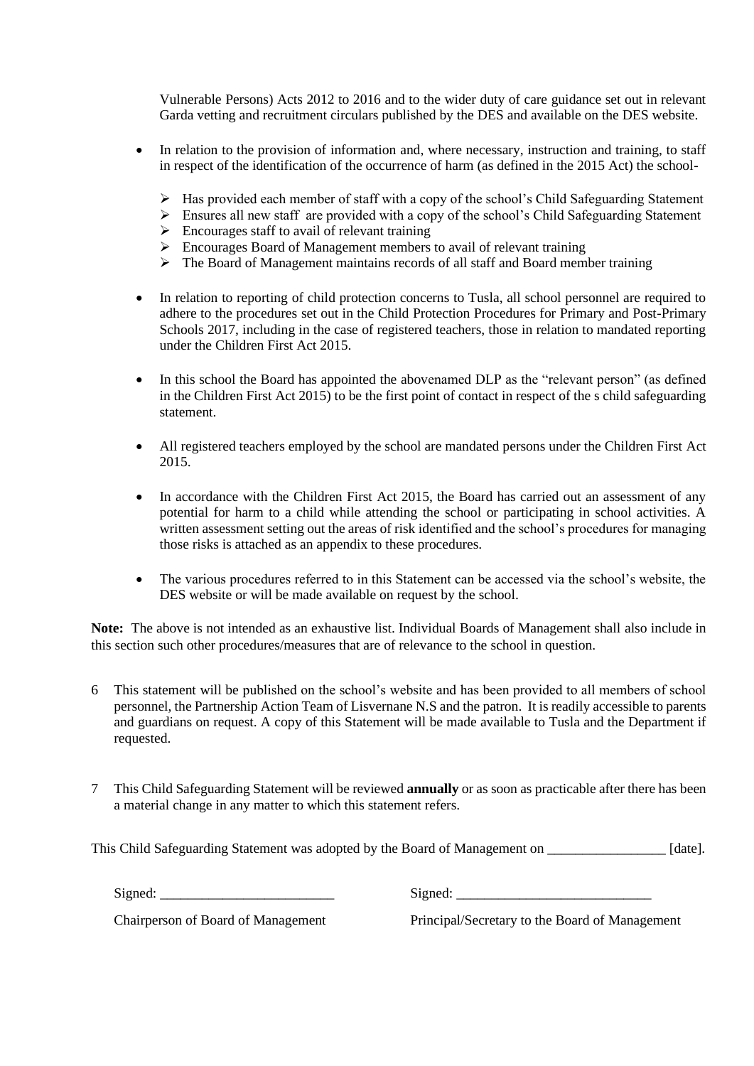Vulnerable Persons) Acts 2012 to 2016 and to the wider duty of care guidance set out in relevant Garda vetting and recruitment circulars published by the DES and available on the DES website.

- In relation to the provision of information and, where necessary, instruction and training, to staff in respect of the identification of the occurrence of harm (as defined in the 2015 Act) the school-
  - Has provided each member of staff with a copy of the school's Child Safeguarding Statement
  - Ensures all new staff are provided with a copy of the school's Child Safeguarding Statement
  - Encourages staff to avail of relevant training
  - Encourages Board of Management members to avail of relevant training
  - The Board of Management maintains records of all staff and Board member training

- In relation to reporting of child protection concerns to Tusla, all school personnel are required to adhere to the procedures set out in the Child Protection Procedures for Primary and Post-Primary Schools 2017, including in the case of registered teachers, those in relation to mandated reporting under the Children First Act 2015.

- In this school the Board has appointed the abovenamed DLP as the "relevant person" (as defined in the Children First Act 2015) to be the first point of contact in respect of the s child safeguarding statement.

- All registered teachers employed by the school are mandated persons under the Children First Act 2015.

- In accordance with the Children First Act 2015, the Board has carried out an assessment of any potential for harm to a child while attending the school or participating in school activities. A written assessment setting out the areas of risk identified and the school's procedures for managing those risks is attached as an appendix to these procedures.

- The various procedures referred to in this Statement can be accessed via the school's website, the DES website or will be made available on request by the school.

**Note:** The above is not intended as an exhaustive list. Individual Boards of Management shall also include in this section such other procedures/measures that are of relevance to the school in question.

6 This statement will be published on the school's website and has been provided to all members of school personnel, the Partnership Action Team of Lisvernane N.S and the patron. It is readily accessible to parents and guardians on request. A copy of this Statement will be made available to Tusla and the Department if requested.

7 This Child Safeguarding Statement will be reviewed **annually** or as soon as practicable after there has been a material change in any matter to which this statement refers.

This Child Safeguarding Statement was adopted by the Board of Management on \_\_\_\_\_\_\_\_\_\_\_\_\_\_\_\_\_ [date].

Signed: \_\_\_\_\_\_\_\_\_\_\_\_\_\_\_\_\_\_\_\_\_\_\_\_\_

Chairperson of Board of Management

Signed: \_\_\_\_\_\_\_\_\_\_\_\_\_\_\_\_\_\_\_\_\_\_\_\_\_\_\_\_

Principal/Secretary to the Board of Management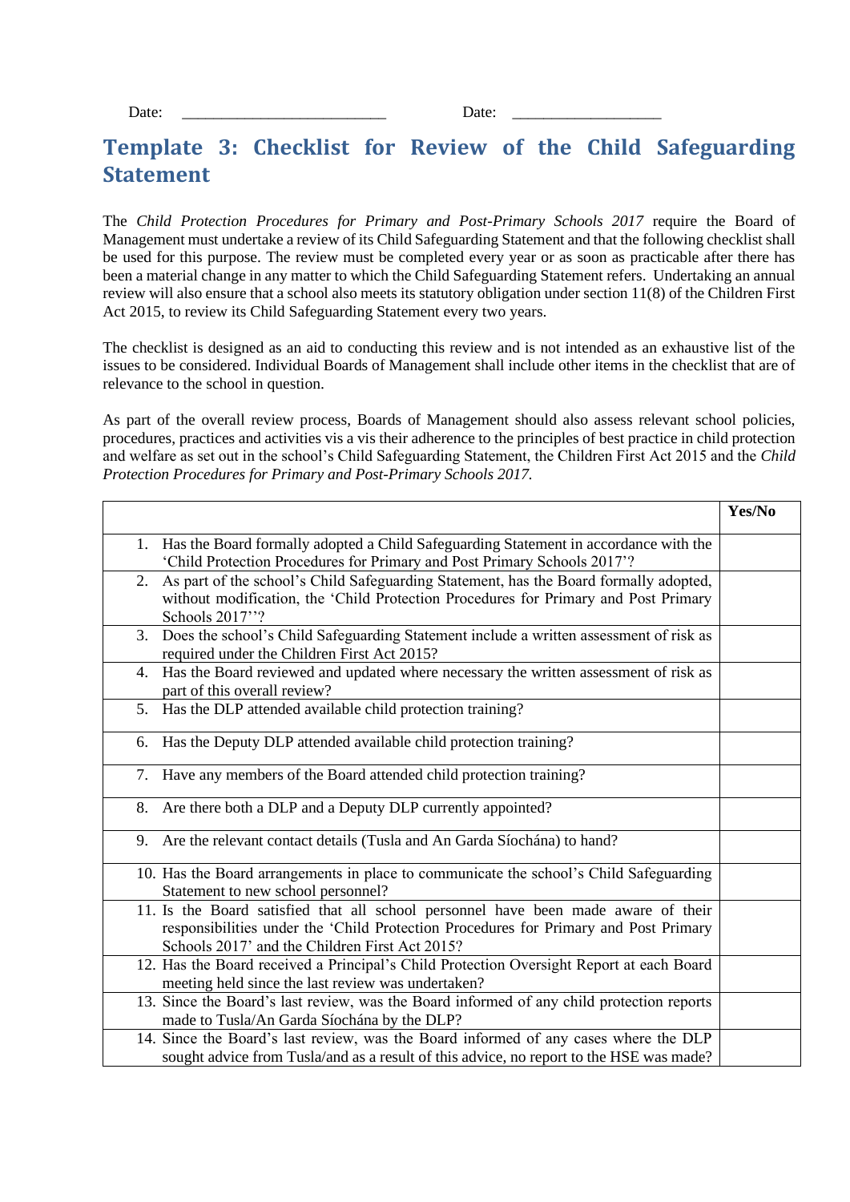Date: ___________________________ Date: ____________________

# Template 3: Checklist for Review of the Child Safeguarding Statement

The *Child Protection Procedures for Primary and Post-Primary Schools 2017* require the Board of Management must undertake a review of its Child Safeguarding Statement and that the following checklist shall be used for this purpose. The review must be completed every year or as soon as practicable after there has been a material change in any matter to which the Child Safeguarding Statement refers. Undertaking an annual review will also ensure that a school also meets its statutory obligation under section 11(8) of the Children First Act 2015, to review its Child Safeguarding Statement every two years.

The checklist is designed as an aid to conducting this review and is not intended as an exhaustive list of the issues to be considered. Individual Boards of Management shall include other items in the checklist that are of relevance to the school in question.

As part of the overall review process, Boards of Management should also assess relevant school policies, procedures, practices and activities vis a vis their adherence to the principles of best practice in child protection and welfare as set out in the school's Child Safeguarding Statement, the Children First Act 2015 and the *Child Protection Procedures for Primary and Post-Primary Schools 2017.*

| | **Yes/No** |
|---|---|
| 1. Has the Board formally adopted a Child Safeguarding Statement in accordance with the 'Child Protection Procedures for Primary and Post Primary Schools 2017'? | |
| 2. As part of the school's Child Safeguarding Statement, has the Board formally adopted, without modification, the 'Child Protection Procedures for Primary and Post Primary Schools 2017''? | |
| 3. Does the school's Child Safeguarding Statement include a written assessment of risk as required under the Children First Act 2015? | |
| 4. Has the Board reviewed and updated where necessary the written assessment of risk as part of this overall review? | |
| 5. Has the DLP attended available child protection training? | |
| 6. Has the Deputy DLP attended available child protection training? | |
| 7. Have any members of the Board attended child protection training? | |
| 8. Are there both a DLP and a Deputy DLP currently appointed? | |
| 9. Are the relevant contact details (Tusla and An Garda Síochána) to hand? | |
| 10. Has the Board arrangements in place to communicate the school's Child Safeguarding Statement to new school personnel? | |
| 11. Is the Board satisfied that all school personnel have been made aware of their responsibilities under the 'Child Protection Procedures for Primary and Post Primary Schools 2017' and the Children First Act 2015? | |
| 12. Has the Board received a Principal's Child Protection Oversight Report at each Board meeting held since the last review was undertaken? | |
| 13. Since the Board's last review, was the Board informed of any child protection reports made to Tusla/An Garda Síochána by the DLP? | |
| 14. Since the Board's last review, was the Board informed of any cases where the DLP sought advice from Tusla/and as a result of this advice, no report to the HSE was made? | |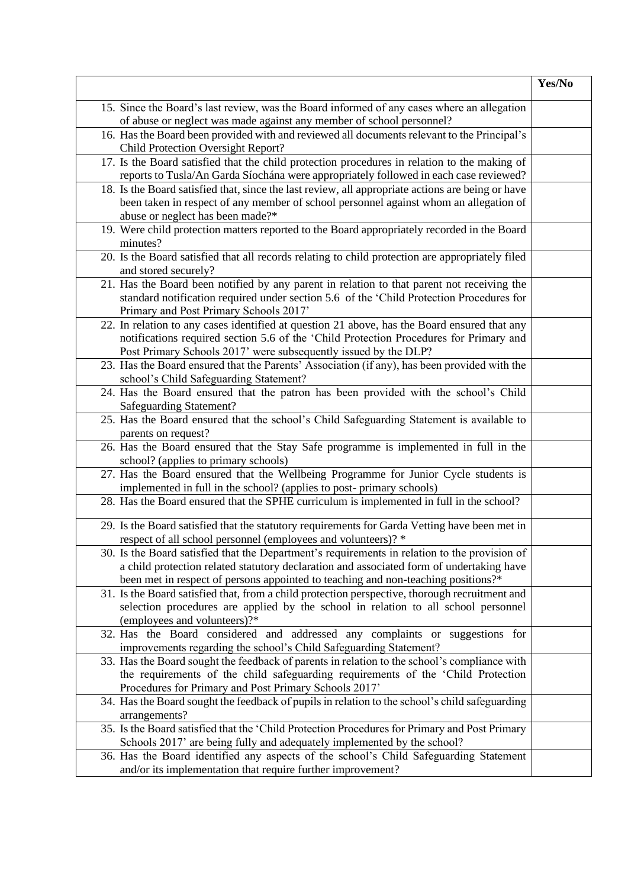| | Yes/No |
|---|---|
| 15. Since the Board's last review, was the Board informed of any cases where an allegation of abuse or neglect was made against any member of school personnel? | |
| 16. Has the Board been provided with and reviewed all documents relevant to the Principal's Child Protection Oversight Report? | |
| 17. Is the Board satisfied that the child protection procedures in relation to the making of reports to Tusla/An Garda Síochána were appropriately followed in each case reviewed? | |
| 18. Is the Board satisfied that, since the last review, all appropriate actions are being or have been taken in respect of any member of school personnel against whom an allegation of abuse or neglect has been made?* | |
| 19. Were child protection matters reported to the Board appropriately recorded in the Board minutes? | |
| 20. Is the Board satisfied that all records relating to child protection are appropriately filed and stored securely? | |
| 21. Has the Board been notified by any parent in relation to that parent not receiving the standard notification required under section 5.6 of the 'Child Protection Procedures for Primary and Post Primary Schools 2017' | |
| 22. In relation to any cases identified at question 21 above, has the Board ensured that any notifications required section 5.6 of the 'Child Protection Procedures for Primary and Post Primary Schools 2017' were subsequently issued by the DLP? | |
| 23. Has the Board ensured that the Parents' Association (if any), has been provided with the school's Child Safeguarding Statement? | |
| 24. Has the Board ensured that the patron has been provided with the school's Child Safeguarding Statement? | |
| 25. Has the Board ensured that the school's Child Safeguarding Statement is available to parents on request? | |
| 26. Has the Board ensured that the Stay Safe programme is implemented in full in the school? (applies to primary schools) | |
| 27. Has the Board ensured that the Wellbeing Programme for Junior Cycle students is implemented in full in the school? (applies to post- primary schools) | |
| 28. Has the Board ensured that the SPHE curriculum is implemented in full in the school? | |
| 29. Is the Board satisfied that the statutory requirements for Garda Vetting have been met in respect of all school personnel (employees and volunteers)? * | |
| 30. Is the Board satisfied that the Department's requirements in relation to the provision of a child protection related statutory declaration and associated form of undertaking have been met in respect of persons appointed to teaching and non-teaching positions?* | |
| 31. Is the Board satisfied that, from a child protection perspective, thorough recruitment and selection procedures are applied by the school in relation to all school personnel (employees and volunteers)?* | |
| 32. Has the Board considered and addressed any complaints or suggestions for improvements regarding the school's Child Safeguarding Statement? | |
| 33. Has the Board sought the feedback of parents in relation to the school's compliance with the requirements of the child safeguarding requirements of the 'Child Protection Procedures for Primary and Post Primary Schools 2017' | |
| 34. Has the Board sought the feedback of pupils in relation to the school's child safeguarding arrangements? | |
| 35. Is the Board satisfied that the 'Child Protection Procedures for Primary and Post Primary Schools 2017' are being fully and adequately implemented by the school? | |
| 36. Has the Board identified any aspects of the school's Child Safeguarding Statement and/or its implementation that require further improvement? | |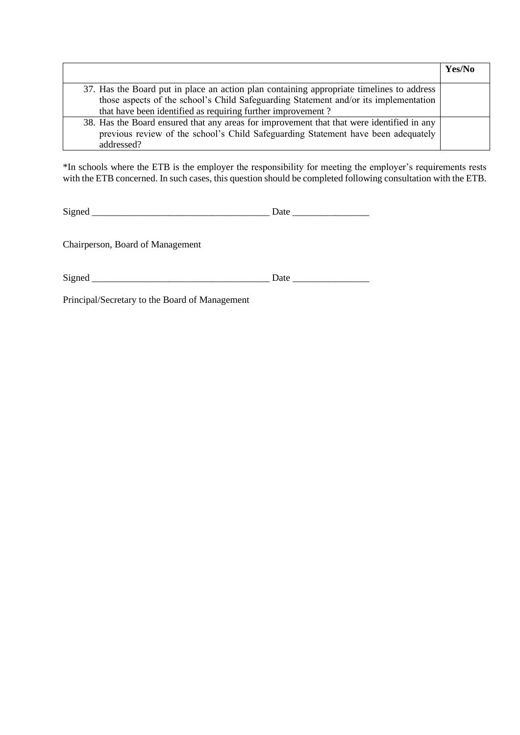| | Yes/No |
|---|---|
| 37. Has the Board put in place an action plan containing appropriate timelines to address those aspects of the school's Child Safeguarding Statement and/or its implementation that have been identified as requiring further improvement ? | |
| 38. Has the Board ensured that any areas for improvement that that were identified in any previous review of the school's Child Safeguarding Statement have been adequately addressed? | |

*In schools where the ETB is the employer the responsibility for meeting the employer's requirements rests with the ETB concerned. In such cases, this question should be completed following consultation with the ETB.

Signed _____________________________________ Date ________________

Chairperson, Board of Management

Signed _____________________________________ Date ________________

Principal/Secretary to the Board of Management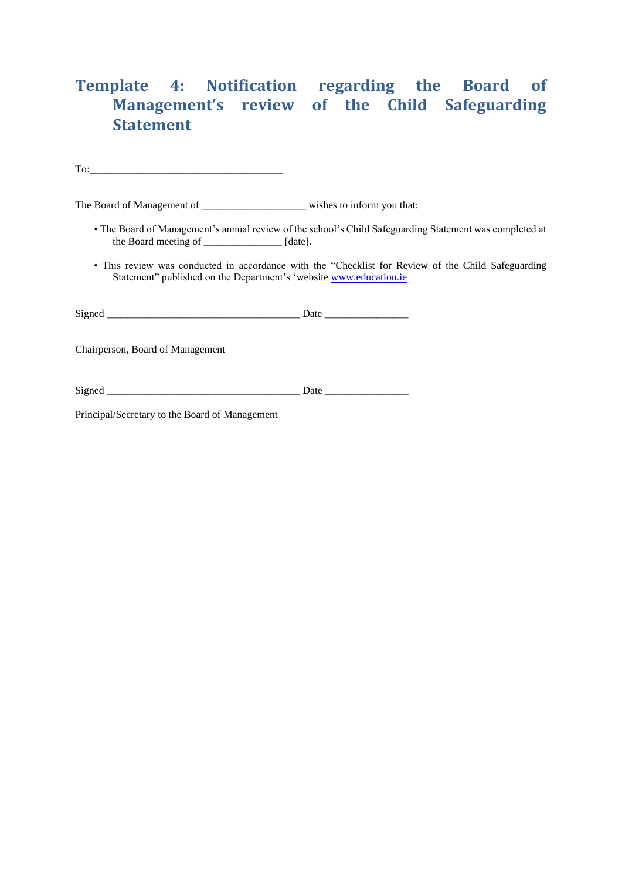# Template 4: Notification regarding the Board of Management's review of the Child Safeguarding Statement

To:___________________________________

The Board of Management of ___________________ wishes to inform you that:

- The Board of Management's annual review of the school's Child Safeguarding Statement was completed at the Board meeting of ______________ [date].

- This review was conducted in accordance with the "Checklist for Review of the Child Safeguarding Statement" published on the Department's 'website www.education.ie

Signed ___________________________________ Date _______________

Chairperson, Board of Management

Signed ___________________________________ Date _______________

Principal/Secretary to the Board of Management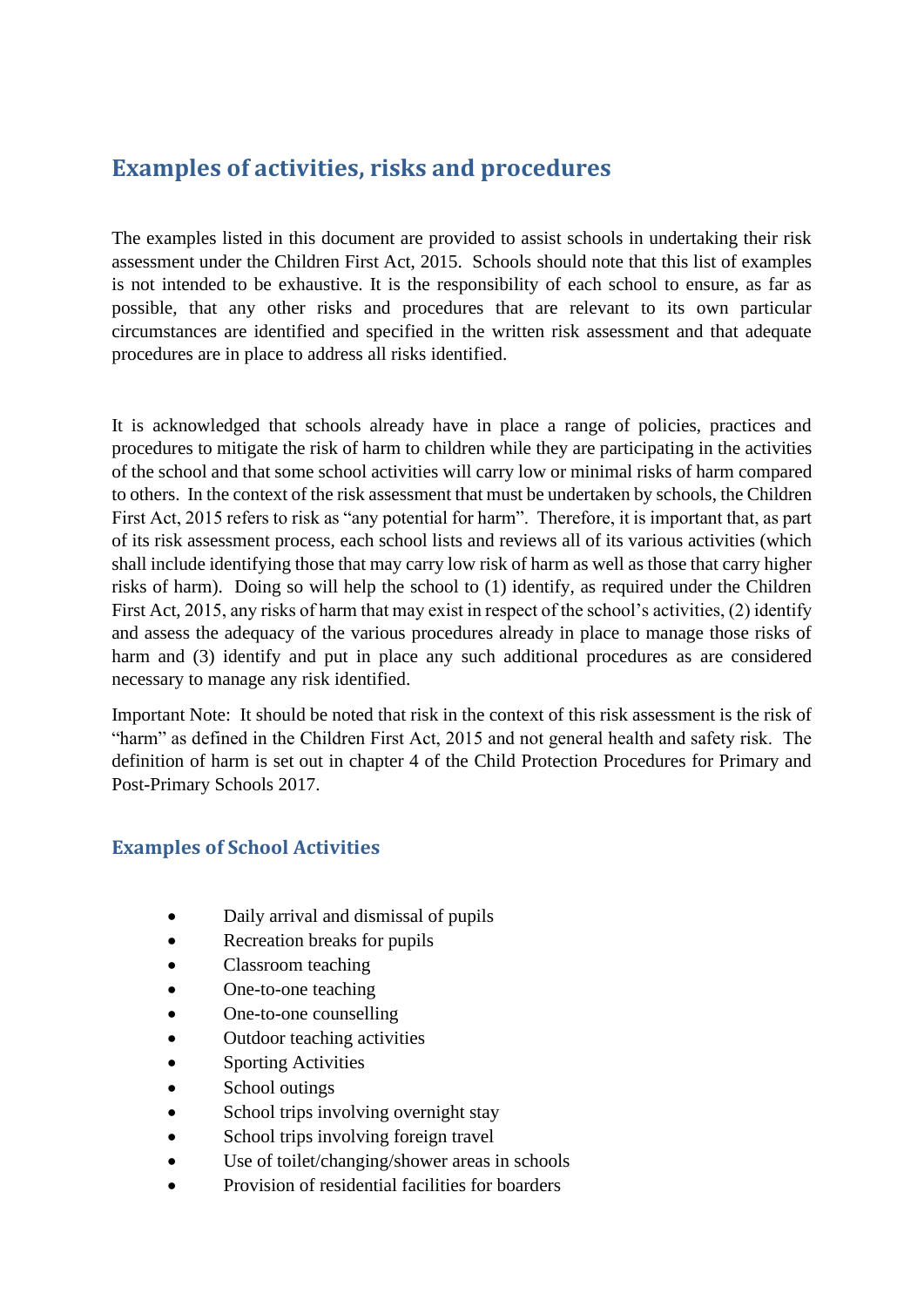# Examples of activities, risks and procedures

The examples listed in this document are provided to assist schools in undertaking their risk assessment under the Children First Act, 2015. Schools should note that this list of examples is not intended to be exhaustive. It is the responsibility of each school to ensure, as far as possible, that any other risks and procedures that are relevant to its own particular circumstances are identified and specified in the written risk assessment and that adequate procedures are in place to address all risks identified.

It is acknowledged that schools already have in place a range of policies, practices and procedures to mitigate the risk of harm to children while they are participating in the activities of the school and that some school activities will carry low or minimal risks of harm compared to others. In the context of the risk assessment that must be undertaken by schools, the Children First Act, 2015 refers to risk as "any potential for harm". Therefore, it is important that, as part of its risk assessment process, each school lists and reviews all of its various activities (which shall include identifying those that may carry low risk of harm as well as those that carry higher risks of harm). Doing so will help the school to (1) identify, as required under the Children First Act, 2015, any risks of harm that may exist in respect of the school's activities, (2) identify and assess the adequacy of the various procedures already in place to manage those risks of harm and (3) identify and put in place any such additional procedures as are considered necessary to manage any risk identified.

Important Note: It should be noted that risk in the context of this risk assessment is the risk of "harm" as defined in the Children First Act, 2015 and not general health and safety risk. The definition of harm is set out in chapter 4 of the Child Protection Procedures for Primary and Post-Primary Schools 2017.

## Examples of School Activities

- Daily arrival and dismissal of pupils
- Recreation breaks for pupils
- Classroom teaching
- One-to-one teaching
- One-to-one counselling
- Outdoor teaching activities
- Sporting Activities
- School outings
- School trips involving overnight stay
- School trips involving foreign travel
- Use of toilet/changing/shower areas in schools
- Provision of residential facilities for boarders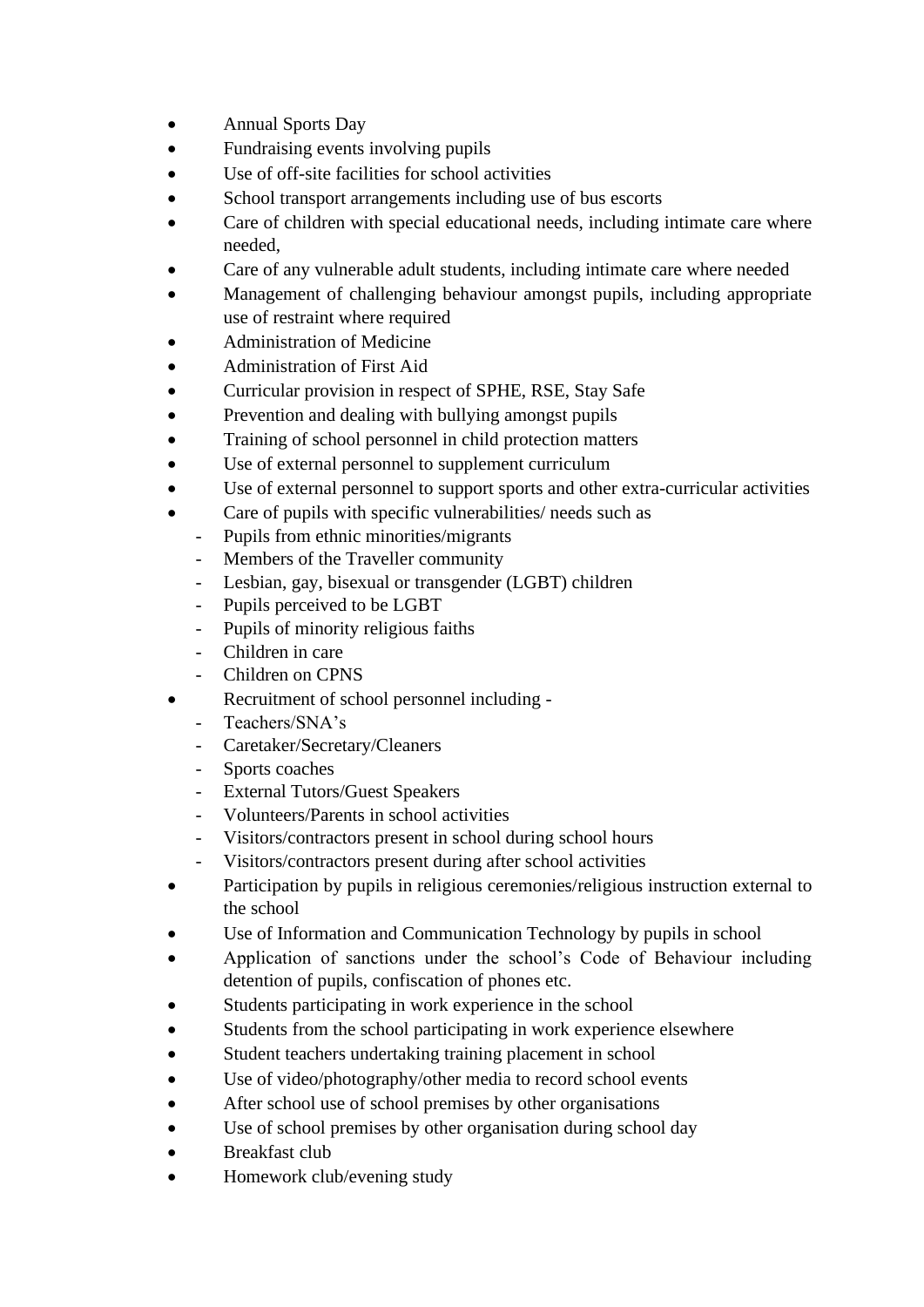- Annual Sports Day
- Fundraising events involving pupils
- Use of off-site facilities for school activities
- School transport arrangements including use of bus escorts
- Care of children with special educational needs, including intimate care where needed,
- Care of any vulnerable adult students, including intimate care where needed
- Management of challenging behaviour amongst pupils, including appropriate use of restraint where required
- Administration of Medicine
- Administration of First Aid
- Curricular provision in respect of SPHE, RSE, Stay Safe
- Prevention and dealing with bullying amongst pupils
- Training of school personnel in child protection matters
- Use of external personnel to supplement curriculum
- Use of external personnel to support sports and other extra-curricular activities
- Care of pupils with specific vulnerabilities/ needs such as
  - Pupils from ethnic minorities/migrants
  - Members of the Traveller community
  - Lesbian, gay, bisexual or transgender (LGBT) children
  - Pupils perceived to be LGBT
  - Pupils of minority religious faiths
  - Children in care
  - Children on CPNS
- Recruitment of school personnel including -
  - Teachers/SNA's
  - Caretaker/Secretary/Cleaners
  - Sports coaches
  - External Tutors/Guest Speakers
  - Volunteers/Parents in school activities
  - Visitors/contractors present in school during school hours
  - Visitors/contractors present during after school activities
- Participation by pupils in religious ceremonies/religious instruction external to the school
- Use of Information and Communication Technology by pupils in school
- Application of sanctions under the school's Code of Behaviour including detention of pupils, confiscation of phones etc.
- Students participating in work experience in the school
- Students from the school participating in work experience elsewhere
- Student teachers undertaking training placement in school
- Use of video/photography/other media to record school events
- After school use of school premises by other organisations
- Use of school premises by other organisation during school day
- Breakfast club
- Homework club/evening study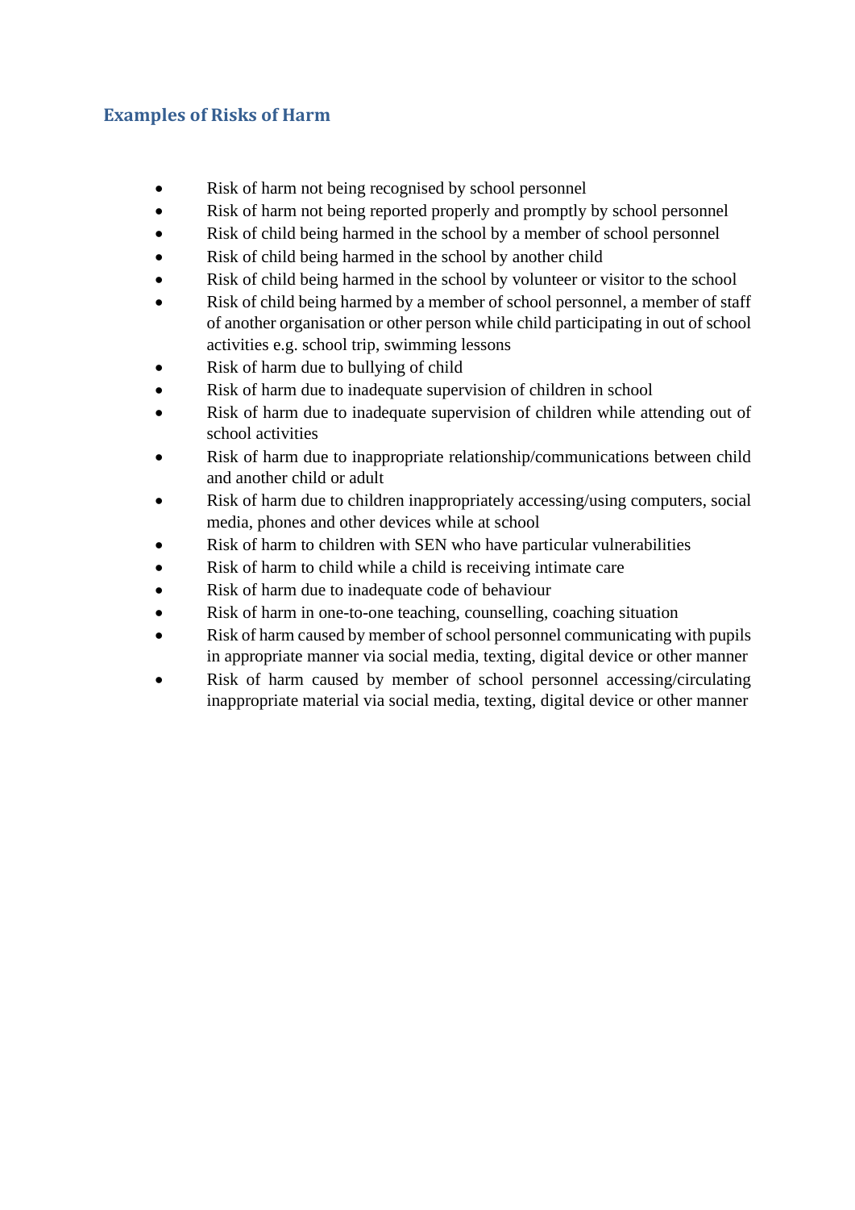## Examples of Risks of Harm

- Risk of harm not being recognised by school personnel
- Risk of harm not being reported properly and promptly by school personnel
- Risk of child being harmed in the school by a member of school personnel
- Risk of child being harmed in the school by another child
- Risk of child being harmed in the school by volunteer or visitor to the school
- Risk of child being harmed by a member of school personnel, a member of staff of another organisation or other person while child participating in out of school activities e.g. school trip, swimming lessons
- Risk of harm due to bullying of child
- Risk of harm due to inadequate supervision of children in school
- Risk of harm due to inadequate supervision of children while attending out of school activities
- Risk of harm due to inappropriate relationship/communications between child and another child or adult
- Risk of harm due to children inappropriately accessing/using computers, social media, phones and other devices while at school
- Risk of harm to children with SEN who have particular vulnerabilities
- Risk of harm to child while a child is receiving intimate care
- Risk of harm due to inadequate code of behaviour
- Risk of harm in one-to-one teaching, counselling, coaching situation
- Risk of harm caused by member of school personnel communicating with pupils in appropriate manner via social media, texting, digital device or other manner
- Risk of harm caused by member of school personnel accessing/circulating inappropriate material via social media, texting, digital device or other manner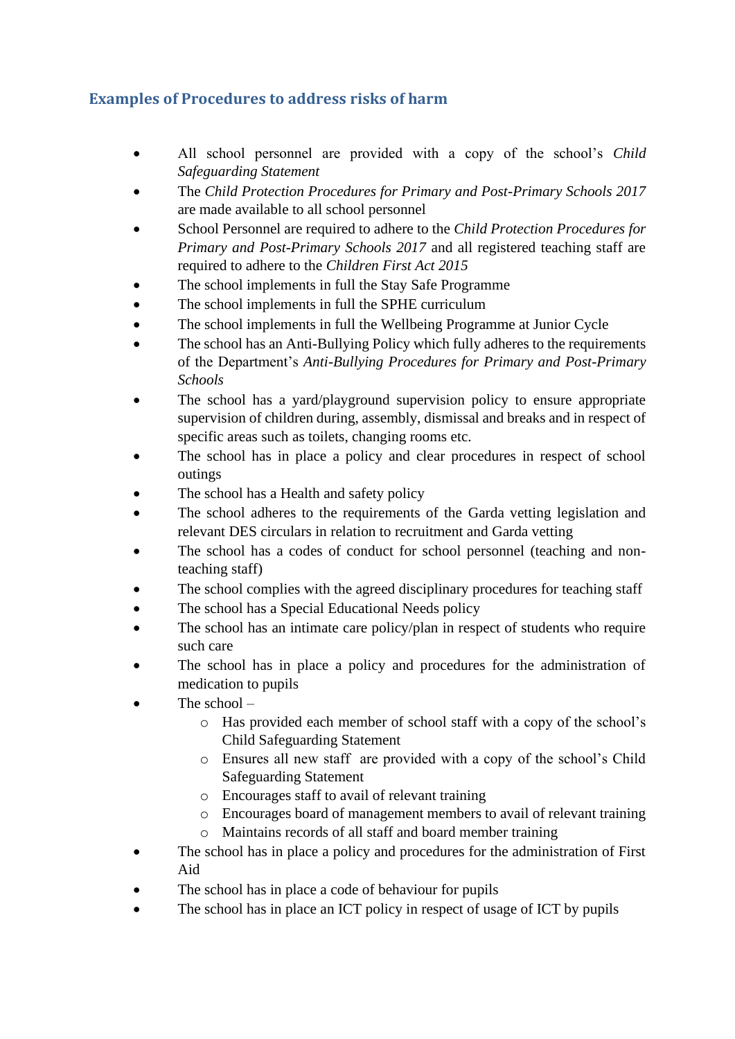## Examples of Procedures to address risks of harm

- All school personnel are provided with a copy of the school's *Child Safeguarding Statement*
- The *Child Protection Procedures for Primary and Post-Primary Schools 2017* are made available to all school personnel
- School Personnel are required to adhere to the *Child Protection Procedures for Primary and Post-Primary Schools 2017* and all registered teaching staff are required to adhere to the *Children First Act 2015*
- The school implements in full the Stay Safe Programme
- The school implements in full the SPHE curriculum
- The school implements in full the Wellbeing Programme at Junior Cycle
- The school has an Anti-Bullying Policy which fully adheres to the requirements of the Department's *Anti-Bullying Procedures for Primary and Post-Primary Schools*
- The school has a yard/playground supervision policy to ensure appropriate supervision of children during, assembly, dismissal and breaks and in respect of specific areas such as toilets, changing rooms etc.
- The school has in place a policy and clear procedures in respect of school outings
- The school has a Health and safety policy
- The school adheres to the requirements of the Garda vetting legislation and relevant DES circulars in relation to recruitment and Garda vetting
- The school has a codes of conduct for school personnel (teaching and non-teaching staff)
- The school complies with the agreed disciplinary procedures for teaching staff
- The school has a Special Educational Needs policy
- The school has an intimate care policy/plan in respect of students who require such care
- The school has in place a policy and procedures for the administration of medication to pupils
- The school –
  - Has provided each member of school staff with a copy of the school's Child Safeguarding Statement
  - Ensures all new staff are provided with a copy of the school's Child Safeguarding Statement
  - Encourages staff to avail of relevant training
  - Encourages board of management members to avail of relevant training
  - Maintains records of all staff and board member training
- The school has in place a policy and procedures for the administration of First Aid
- The school has in place a code of behaviour for pupils
- The school has in place an ICT policy in respect of usage of ICT by pupils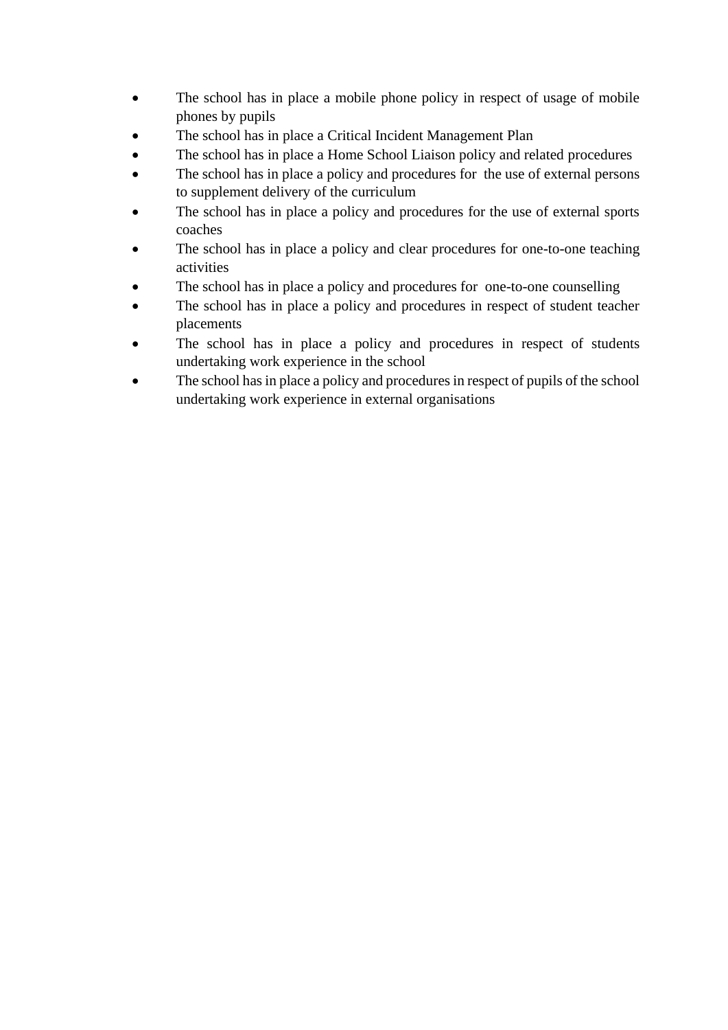- The school has in place a mobile phone policy in respect of usage of mobile phones by pupils
- The school has in place a Critical Incident Management Plan
- The school has in place a Home School Liaison policy and related procedures
- The school has in place a policy and procedures for the use of external persons to supplement delivery of the curriculum
- The school has in place a policy and procedures for the use of external sports coaches
- The school has in place a policy and clear procedures for one-to-one teaching activities
- The school has in place a policy and procedures for one-to-one counselling
- The school has in place a policy and procedures in respect of student teacher placements
- The school has in place a policy and procedures in respect of students undertaking work experience in the school
- The school has in place a policy and procedures in respect of pupils of the school undertaking work experience in external organisations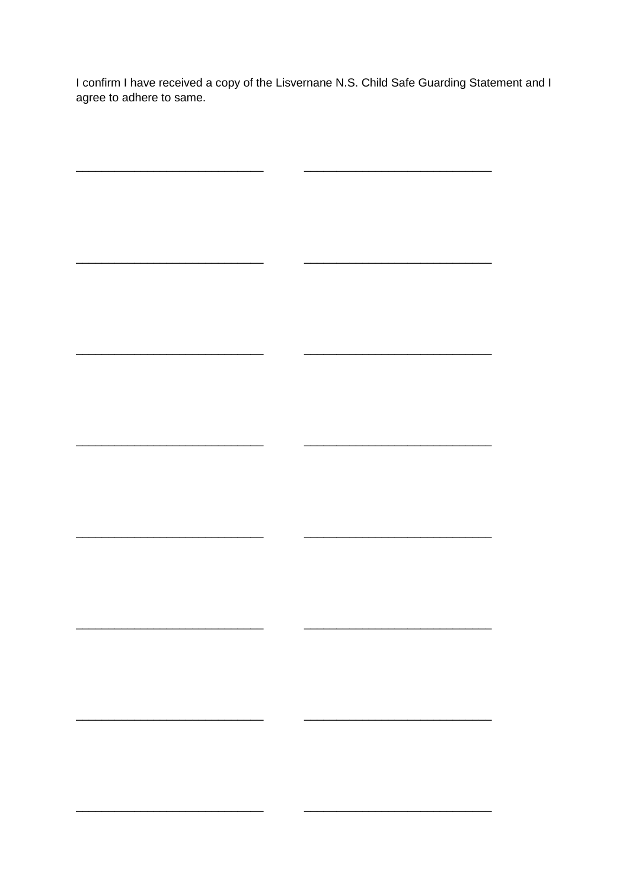I confirm I have received a copy of the Lisvernane N.S. Child Safe Guarding Statement and I agree to adhere to same.

______________________________ ______________________________

______________________________ ______________________________

______________________________ ______________________________

______________________________ ______________________________

______________________________ ______________________________

______________________________ ______________________________

______________________________ ______________________________

______________________________ ______________________________